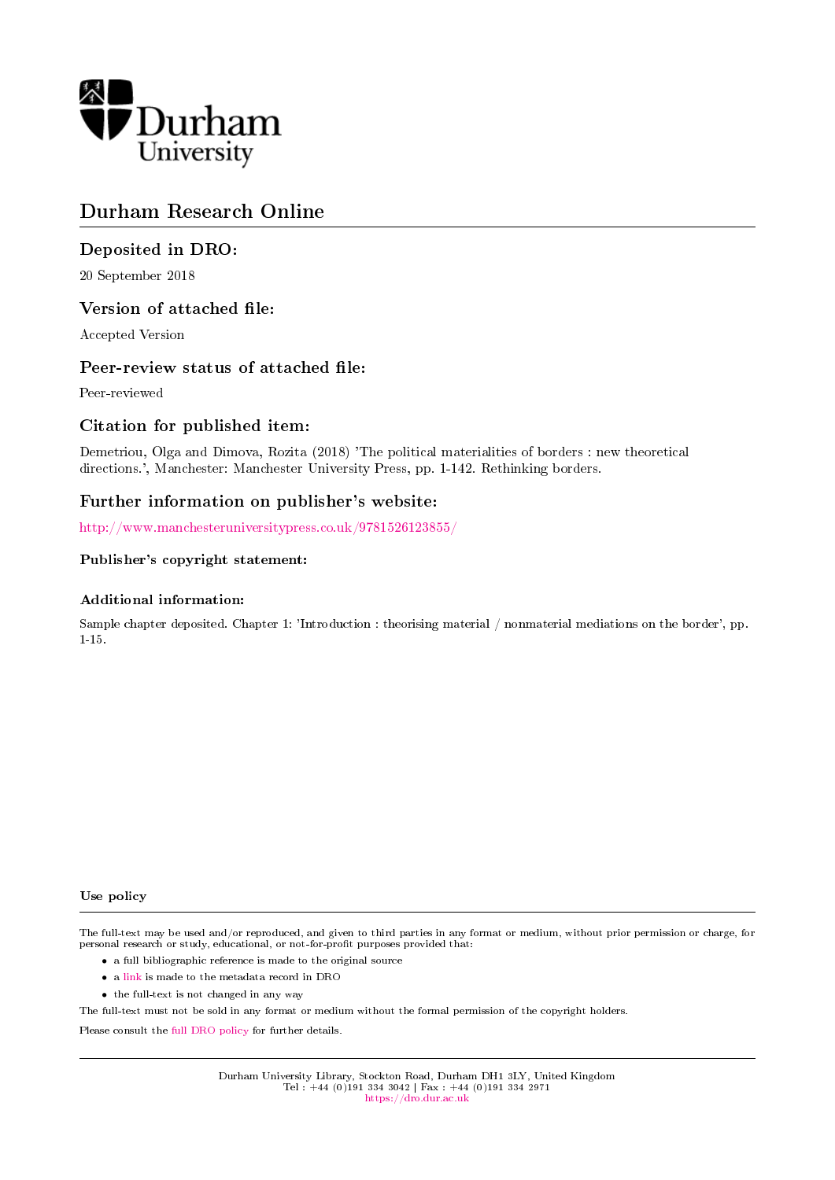Durham University

# Durham Research Online

## Deposited in DRO:

20 September 2018

## Version of attached file:

Accepted Version

## Peer-review status of attached file:

Peer-reviewed

## Citation for published item:

Demetriou, Olga and Dimova, Rozita (2018) 'The political materialities of borders : new theoretical directions.', Manchester: Manchester University Press, pp. 1-142. Rethinking borders.

## Further information on publisher's website:

http://www.manchesteruniversitypress.co.uk/9781526123855/

### Publisher's copyright statement:

### Additional information:

Sample chapter deposited. Chapter 1: 'Introduction : theorising material / nonmaterial mediations on the border', pp. 1-15.

#### Use policy

The full-text may be used and/or reproduced, and given to third parties in any format or medium, without prior permission or charge, for personal research or study, educational, or not-for-profit purposes provided that:

- a full bibliographic reference is made to the original source
- a link is made to the metadata record in DRO
- the full-text is not changed in any way

The full-text must not be sold in any format or medium without the formal permission of the copyright holders.

Please consult the full DRO policy for further details.

Durham University Library, Stockton Road, Durham DH1 3LY, United Kingdom
Tel : +44 (0)191 334 3042 | Fax : +44 (0)191 334 2971
https://dro.dur.ac.uk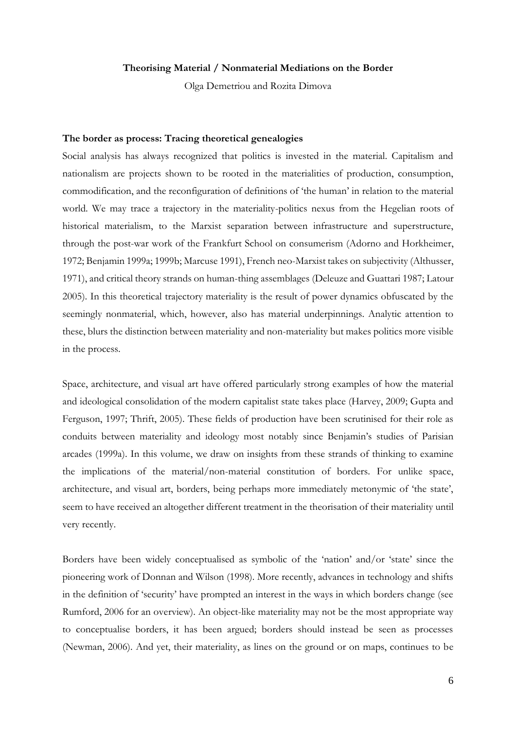**Theorising Material / Nonmaterial Mediations on the Border**

Olga Demetriou and Rozita Dimova

**The border as process: Tracing theoretical genealogies**

Social analysis has always recognized that politics is invested in the material. Capitalism and nationalism are projects shown to be rooted in the materialities of production, consumption, commodification, and the reconfiguration of definitions of 'the human' in relation to the material world. We may trace a trajectory in the materiality-politics nexus from the Hegelian roots of historical materialism, to the Marxist separation between infrastructure and superstructure, through the post-war work of the Frankfurt School on consumerism (Adorno and Horkheimer, 1972; Benjamin 1999a; 1999b; Marcuse 1991), French neo-Marxist takes on subjectivity (Althusser, 1971), and critical theory strands on human-thing assemblages (Deleuze and Guattari 1987; Latour 2005). In this theoretical trajectory materiality is the result of power dynamics obfuscated by the seemingly nonmaterial, which, however, also has material underpinnings. Analytic attention to these, blurs the distinction between materiality and non-materiality but makes politics more visible in the process.

Space, architecture, and visual art have offered particularly strong examples of how the material and ideological consolidation of the modern capitalist state takes place (Harvey, 2009; Gupta and Ferguson, 1997; Thrift, 2005). These fields of production have been scrutinised for their role as conduits between materiality and ideology most notably since Benjamin's studies of Parisian arcades (1999a). In this volume, we draw on insights from these strands of thinking to examine the implications of the material/non-material constitution of borders. For unlike space, architecture, and visual art, borders, being perhaps more immediately metonymic of 'the state', seem to have received an altogether different treatment in the theorisation of their materiality until very recently.

Borders have been widely conceptualised as symbolic of the 'nation' and/or 'state' since the pioneering work of Donnan and Wilson (1998). More recently, advances in technology and shifts in the definition of 'security' have prompted an interest in the ways in which borders change (see Rumford, 2006 for an overview). An object-like materiality may not be the most appropriate way to conceptualise borders, it has been argued; borders should instead be seen as processes (Newman, 2006). And yet, their materiality, as lines on the ground or on maps, continues to be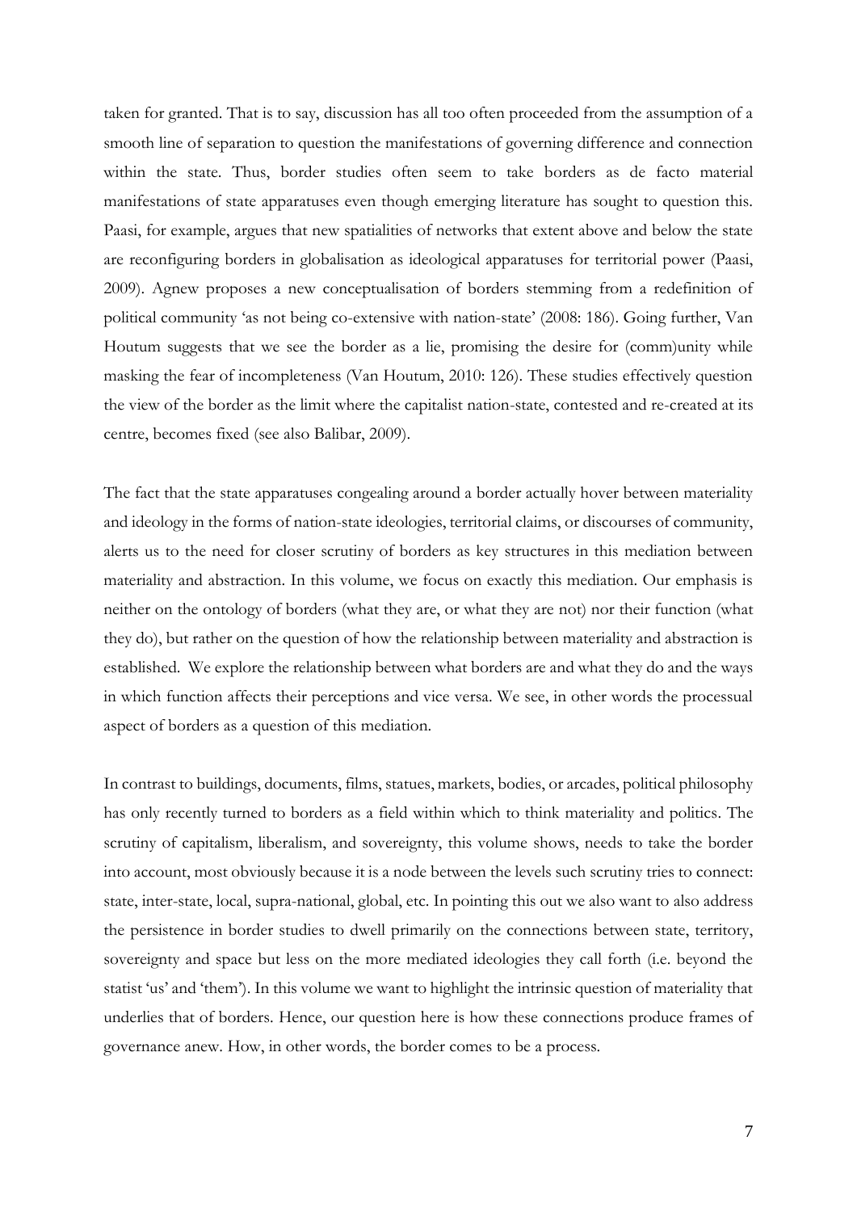taken for granted. That is to say, discussion has all too often proceeded from the assumption of a smooth line of separation to question the manifestations of governing difference and connection within the state. Thus, border studies often seem to take borders as de facto material manifestations of state apparatuses even though emerging literature has sought to question this. Paasi, for example, argues that new spatialities of networks that extent above and below the state are reconfiguring borders in globalisation as ideological apparatuses for territorial power (Paasi, 2009). Agnew proposes a new conceptualisation of borders stemming from a redefinition of political community 'as not being co-extensive with nation-state' (2008: 186). Going further, Van Houtum suggests that we see the border as a lie, promising the desire for (comm)unity while masking the fear of incompleteness (Van Houtum, 2010: 126). These studies effectively question the view of the border as the limit where the capitalist nation-state, contested and re-created at its centre, becomes fixed (see also Balibar, 2009).

The fact that the state apparatuses congealing around a border actually hover between materiality and ideology in the forms of nation-state ideologies, territorial claims, or discourses of community, alerts us to the need for closer scrutiny of borders as key structures in this mediation between materiality and abstraction. In this volume, we focus on exactly this mediation. Our emphasis is neither on the ontology of borders (what they are, or what they are not) nor their function (what they do), but rather on the question of how the relationship between materiality and abstraction is established. We explore the relationship between what borders are and what they do and the ways in which function affects their perceptions and vice versa. We see, in other words the processual aspect of borders as a question of this mediation.

In contrast to buildings, documents, films, statues, markets, bodies, or arcades, political philosophy has only recently turned to borders as a field within which to think materiality and politics. The scrutiny of capitalism, liberalism, and sovereignty, this volume shows, needs to take the border into account, most obviously because it is a node between the levels such scrutiny tries to connect: state, inter-state, local, supra-national, global, etc. In pointing this out we also want to also address the persistence in border studies to dwell primarily on the connections between state, territory, sovereignty and space but less on the more mediated ideologies they call forth (i.e. beyond the statist 'us' and 'them'). In this volume we want to highlight the intrinsic question of materiality that underlies that of borders. Hence, our question here is how these connections produce frames of governance anew. How, in other words, the border comes to be a process.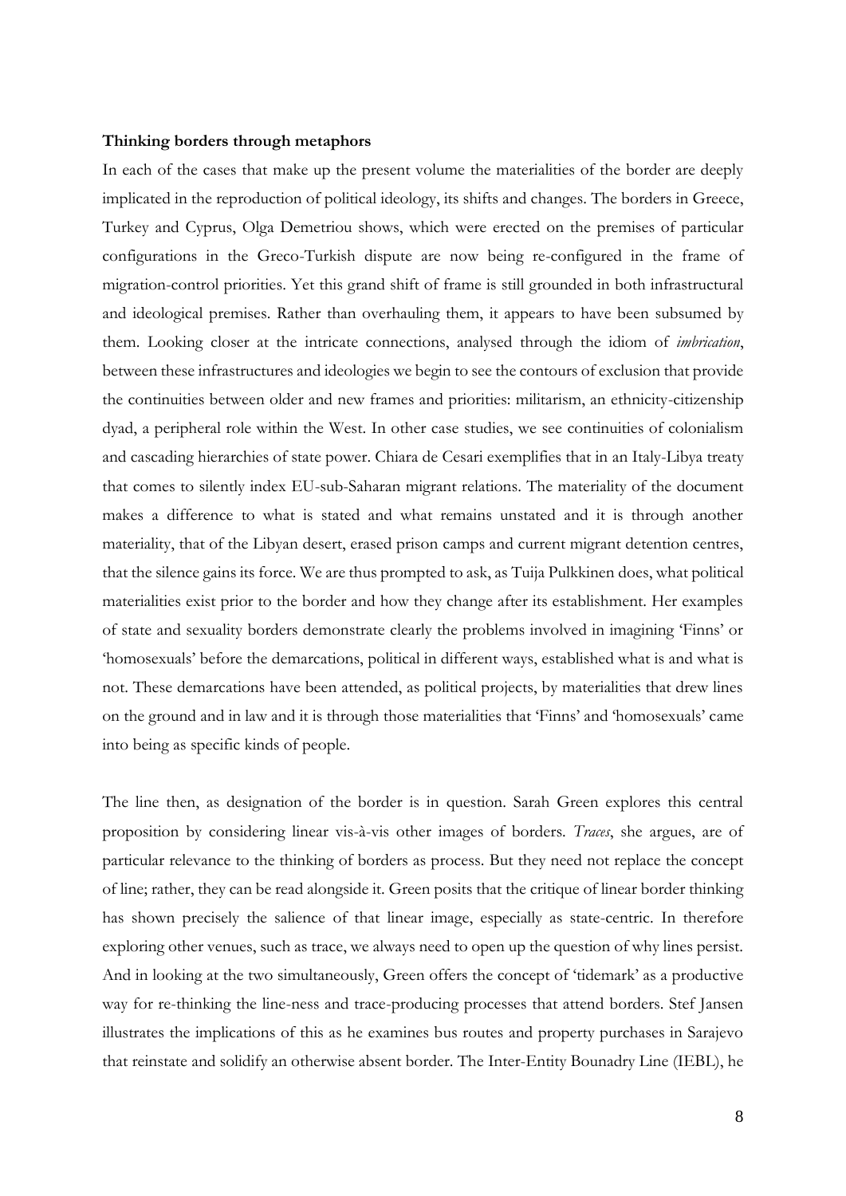**Thinking borders through metaphors**

In each of the cases that make up the present volume the materialities of the border are deeply implicated in the reproduction of political ideology, its shifts and changes. The borders in Greece, Turkey and Cyprus, Olga Demetriou shows, which were erected on the premises of particular configurations in the Greco-Turkish dispute are now being re-configured in the frame of migration-control priorities. Yet this grand shift of frame is still grounded in both infrastructural and ideological premises. Rather than overhauling them, it appears to have been subsumed by them. Looking closer at the intricate connections, analysed through the idiom of *imbrication*, between these infrastructures and ideologies we begin to see the contours of exclusion that provide the continuities between older and new frames and priorities: militarism, an ethnicity-citizenship dyad, a peripheral role within the West. In other case studies, we see continuities of colonialism and cascading hierarchies of state power. Chiara de Cesari exemplifies that in an Italy-Libya treaty that comes to silently index EU-sub-Saharan migrant relations. The materiality of the document makes a difference to what is stated and what remains unstated and it is through another materiality, that of the Libyan desert, erased prison camps and current migrant detention centres, that the silence gains its force. We are thus prompted to ask, as Tuija Pulkkinen does, what political materialities exist prior to the border and how they change after its establishment. Her examples of state and sexuality borders demonstrate clearly the problems involved in imagining 'Finns' or 'homosexuals' before the demarcations, political in different ways, established what is and what is not. These demarcations have been attended, as political projects, by materialities that drew lines on the ground and in law and it is through those materialities that 'Finns' and 'homosexuals' came into being as specific kinds of people.

The line then, as designation of the border is in question. Sarah Green explores this central proposition by considering linear vis-à-vis other images of borders. *Traces*, she argues, are of particular relevance to the thinking of borders as process. But they need not replace the concept of line; rather, they can be read alongside it. Green posits that the critique of linear border thinking has shown precisely the salience of that linear image, especially as state-centric. In therefore exploring other venues, such as trace, we always need to open up the question of why lines persist. And in looking at the two simultaneously, Green offers the concept of 'tidemark' as a productive way for re-thinking the line-ness and trace-producing processes that attend borders. Stef Jansen illustrates the implications of this as he examines bus routes and property purchases in Sarajevo that reinstate and solidify an otherwise absent border. The Inter-Entity Bounadry Line (IEBL), he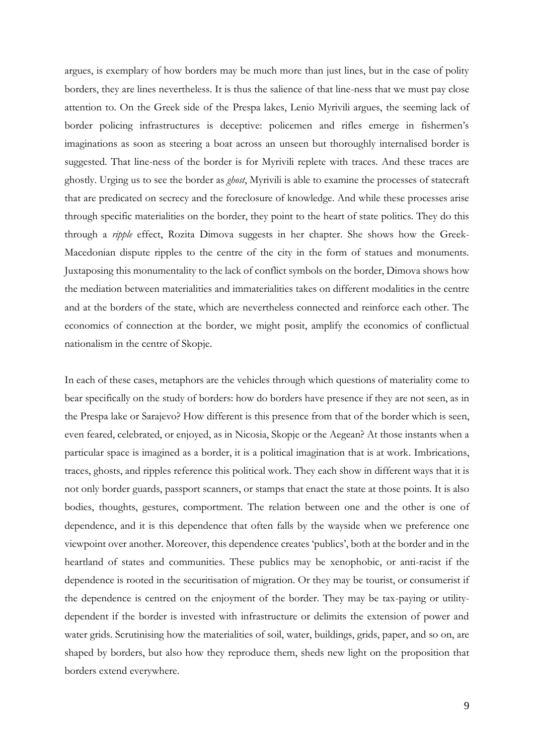argues, is exemplary of how borders may be much more than just lines, but in the case of polity borders, they are lines nevertheless. It is thus the salience of that line-ness that we must pay close attention to. On the Greek side of the Prespa lakes, Lenio Myrivili argues, the seeming lack of border policing infrastructures is deceptive: policemen and rifles emerge in fishermen's imaginations as soon as steering a boat across an unseen but thoroughly internalised border is suggested. That line-ness of the border is for Myrivili replete with traces. And these traces are ghostly. Urging us to see the border as *ghost*, Myrivili is able to examine the processes of statecraft that are predicated on secrecy and the foreclosure of knowledge. And while these processes arise through specific materialities on the border, they point to the heart of state politics. They do this through a *ripple* effect, Rozita Dimova suggests in her chapter. She shows how the Greek-Macedonian dispute ripples to the centre of the city in the form of statues and monuments. Juxtaposing this monumentality to the lack of conflict symbols on the border, Dimova shows how the mediation between materialities and immaterialities takes on different modalities in the centre and at the borders of the state, which are nevertheless connected and reinforce each other. The economics of connection at the border, we might posit, amplify the economics of conflictual nationalism in the centre of Skopje.

In each of these cases, metaphors are the vehicles through which questions of materiality come to bear specifically on the study of borders: how do borders have presence if they are not seen, as in the Prespa lake or Sarajevo? How different is this presence from that of the border which is seen, even feared, celebrated, or enjoyed, as in Nicosia, Skopje or the Aegean? At those instants when a particular space is imagined as a border, it is a political imagination that is at work. Imbrications, traces, ghosts, and ripples reference this political work. They each show in different ways that it is not only border guards, passport scanners, or stamps that enact the state at those points. It is also bodies, thoughts, gestures, comportment. The relation between one and the other is one of dependence, and it is this dependence that often falls by the wayside when we preference one viewpoint over another. Moreover, this dependence creates 'publics', both at the border and in the heartland of states and communities. These publics may be xenophobic, or anti-racist if the dependence is rooted in the securitisation of migration. Or they may be tourist, or consumerist if the dependence is centred on the enjoyment of the border. They may be tax-paying or utility-dependent if the border is invested with infrastructure or delimits the extension of power and water grids. Scrutinising how the materialities of soil, water, buildings, grids, paper, and so on, are shaped by borders, but also how they reproduce them, sheds new light on the proposition that borders extend everywhere.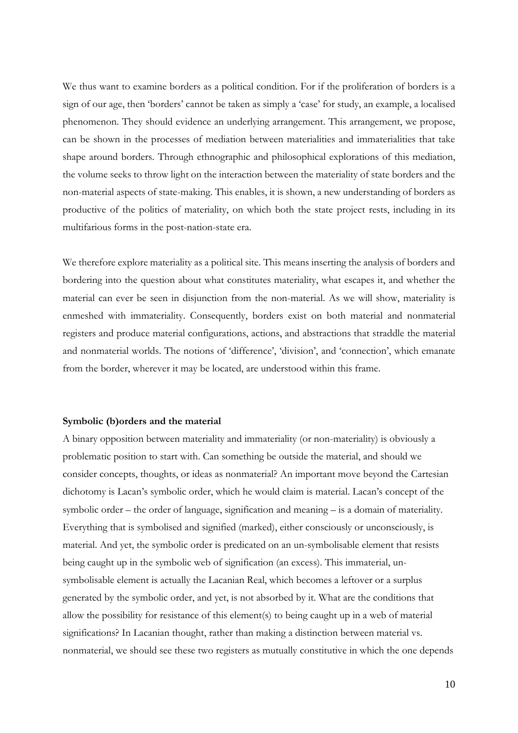We thus want to examine borders as a political condition. For if the proliferation of borders is a sign of our age, then 'borders' cannot be taken as simply a 'case' for study, an example, a localised phenomenon. They should evidence an underlying arrangement. This arrangement, we propose, can be shown in the processes of mediation between materialities and immaterialities that take shape around borders. Through ethnographic and philosophical explorations of this mediation, the volume seeks to throw light on the interaction between the materiality of state borders and the non-material aspects of state-making. This enables, it is shown, a new understanding of borders as productive of the politics of materiality, on which both the state project rests, including in its multifarious forms in the post-nation-state era.

We therefore explore materiality as a political site. This means inserting the analysis of borders and bordering into the question about what constitutes materiality, what escapes it, and whether the material can ever be seen in disjunction from the non-material. As we will show, materiality is enmeshed with immateriality. Consequently, borders exist on both material and nonmaterial registers and produce material configurations, actions, and abstractions that straddle the material and nonmaterial worlds. The notions of 'difference', 'division', and 'connection', which emanate from the border, wherever it may be located, are understood within this frame.

**Symbolic (b)orders and the material**

A binary opposition between materiality and immateriality (or non-materiality) is obviously a problematic position to start with. Can something be outside the material, and should we consider concepts, thoughts, or ideas as nonmaterial? An important move beyond the Cartesian dichotomy is Lacan's symbolic order, which he would claim is material. Lacan's concept of the symbolic order – the order of language, signification and meaning – is a domain of materiality. Everything that is symbolised and signified (marked), either consciously or unconsciously, is material. And yet, the symbolic order is predicated on an un-symbolisable element that resists being caught up in the symbolic web of signification (an excess). This immaterial, un-symbolisable element is actually the Lacanian Real, which becomes a leftover or a surplus generated by the symbolic order, and yet, is not absorbed by it. What are the conditions that allow the possibility for resistance of this element(s) to being caught up in a web of material significations? In Lacanian thought, rather than making a distinction between material vs. nonmaterial, we should see these two registers as mutually constitutive in which the one depends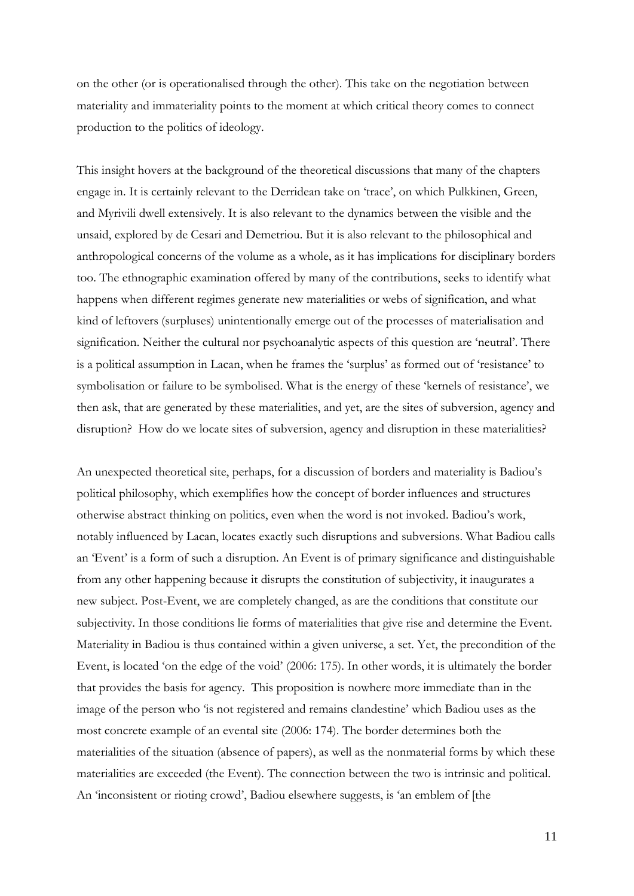on the other (or is operationalised through the other). This take on the negotiation between materiality and immateriality points to the moment at which critical theory comes to connect production to the politics of ideology.

This insight hovers at the background of the theoretical discussions that many of the chapters engage in. It is certainly relevant to the Derridean take on 'trace', on which Pulkkinen, Green, and Myrivili dwell extensively. It is also relevant to the dynamics between the visible and the unsaid, explored by de Cesari and Demetriou. But it is also relevant to the philosophical and anthropological concerns of the volume as a whole, as it has implications for disciplinary borders too. The ethnographic examination offered by many of the contributions, seeks to identify what happens when different regimes generate new materialities or webs of signification, and what kind of leftovers (surpluses) unintentionally emerge out of the processes of materialisation and signification. Neither the cultural nor psychoanalytic aspects of this question are 'neutral'. There is a political assumption in Lacan, when he frames the 'surplus' as formed out of 'resistance' to symbolisation or failure to be symbolised. What is the energy of these 'kernels of resistance', we then ask, that are generated by these materialities, and yet, are the sites of subversion, agency and disruption? How do we locate sites of subversion, agency and disruption in these materialities?

An unexpected theoretical site, perhaps, for a discussion of borders and materiality is Badiou's political philosophy, which exemplifies how the concept of border influences and structures otherwise abstract thinking on politics, even when the word is not invoked. Badiou's work, notably influenced by Lacan, locates exactly such disruptions and subversions. What Badiou calls an 'Event' is a form of such a disruption. An Event is of primary significance and distinguishable from any other happening because it disrupts the constitution of subjectivity, it inaugurates a new subject. Post-Event, we are completely changed, as are the conditions that constitute our subjectivity. In those conditions lie forms of materialities that give rise and determine the Event. Materiality in Badiou is thus contained within a given universe, a set. Yet, the precondition of the Event, is located 'on the edge of the void' (2006: 175). In other words, it is ultimately the border that provides the basis for agency. This proposition is nowhere more immediate than in the image of the person who 'is not registered and remains clandestine' which Badiou uses as the most concrete example of an evental site (2006: 174). The border determines both the materialities of the situation (absence of papers), as well as the nonmaterial forms by which these materialities are exceeded (the Event). The connection between the two is intrinsic and political. An 'inconsistent or rioting crowd', Badiou elsewhere suggests, is 'an emblem of [the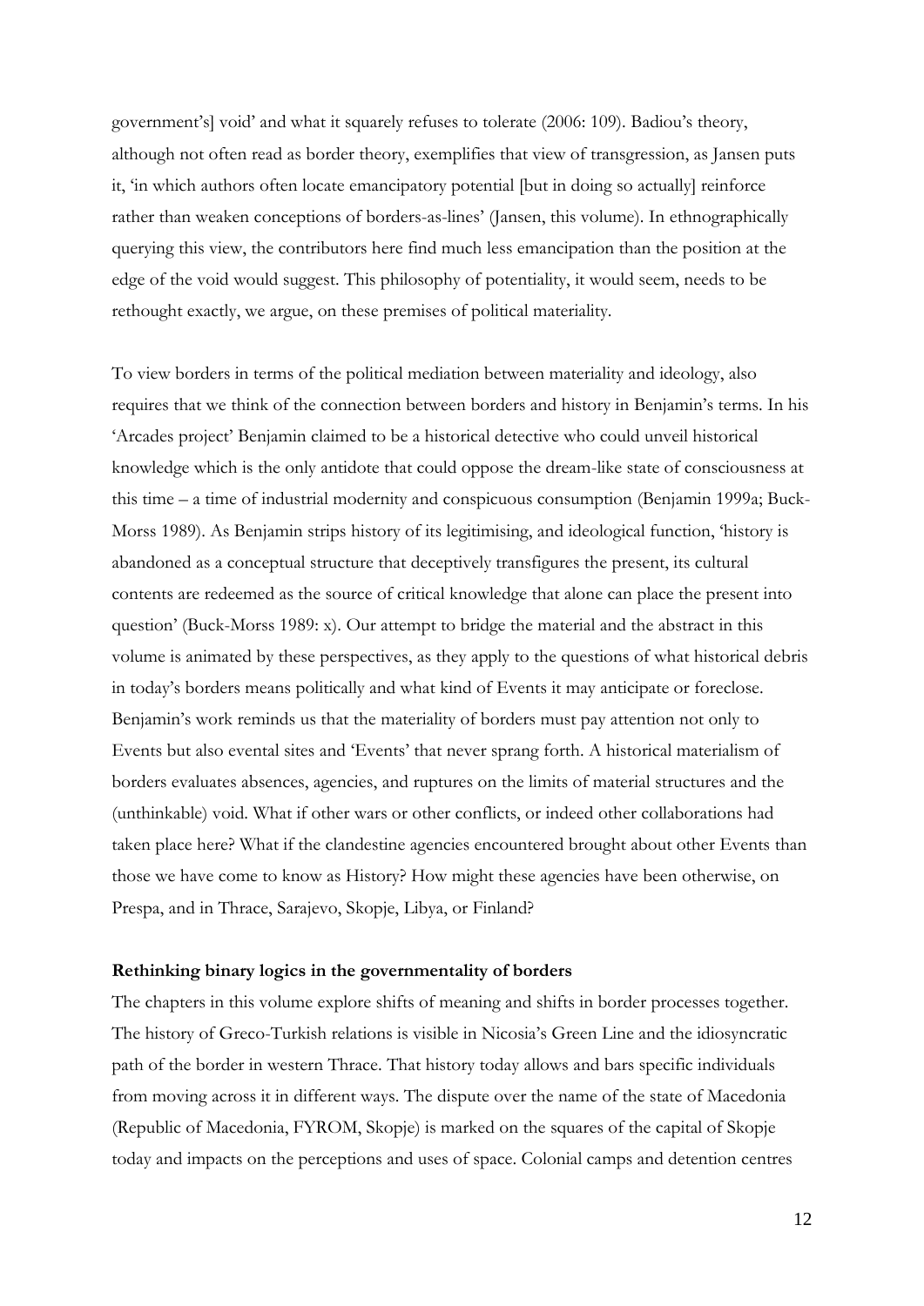government's] void' and what it squarely refuses to tolerate (2006: 109). Badiou's theory, although not often read as border theory, exemplifies that view of transgression, as Jansen puts it, 'in which authors often locate emancipatory potential [but in doing so actually] reinforce rather than weaken conceptions of borders-as-lines' (Jansen, this volume). In ethnographically querying this view, the contributors here find much less emancipation than the position at the edge of the void would suggest. This philosophy of potentiality, it would seem, needs to be rethought exactly, we argue, on these premises of political materiality.

To view borders in terms of the political mediation between materiality and ideology, also requires that we think of the connection between borders and history in Benjamin's terms. In his 'Arcades project' Benjamin claimed to be a historical detective who could unveil historical knowledge which is the only antidote that could oppose the dream-like state of consciousness at this time – a time of industrial modernity and conspicuous consumption (Benjamin 1999a; Buck-Morss 1989). As Benjamin strips history of its legitimising, and ideological function, 'history is abandoned as a conceptual structure that deceptively transfigures the present, its cultural contents are redeemed as the source of critical knowledge that alone can place the present into question' (Buck-Morss 1989: x). Our attempt to bridge the material and the abstract in this volume is animated by these perspectives, as they apply to the questions of what historical debris in today's borders means politically and what kind of Events it may anticipate or foreclose. Benjamin's work reminds us that the materiality of borders must pay attention not only to Events but also evental sites and 'Events' that never sprang forth. A historical materialism of borders evaluates absences, agencies, and ruptures on the limits of material structures and the (unthinkable) void. What if other wars or other conflicts, or indeed other collaborations had taken place here? What if the clandestine agencies encountered brought about other Events than those we have come to know as History? How might these agencies have been otherwise, on Prespa, and in Thrace, Sarajevo, Skopje, Libya, or Finland?

**Rethinking binary logics in the governmentality of borders**

The chapters in this volume explore shifts of meaning and shifts in border processes together. The history of Greco-Turkish relations is visible in Nicosia's Green Line and the idiosyncratic path of the border in western Thrace. That history today allows and bars specific individuals from moving across it in different ways. The dispute over the name of the state of Macedonia (Republic of Macedonia, FYROM, Skopje) is marked on the squares of the capital of Skopje today and impacts on the perceptions and uses of space. Colonial camps and detention centres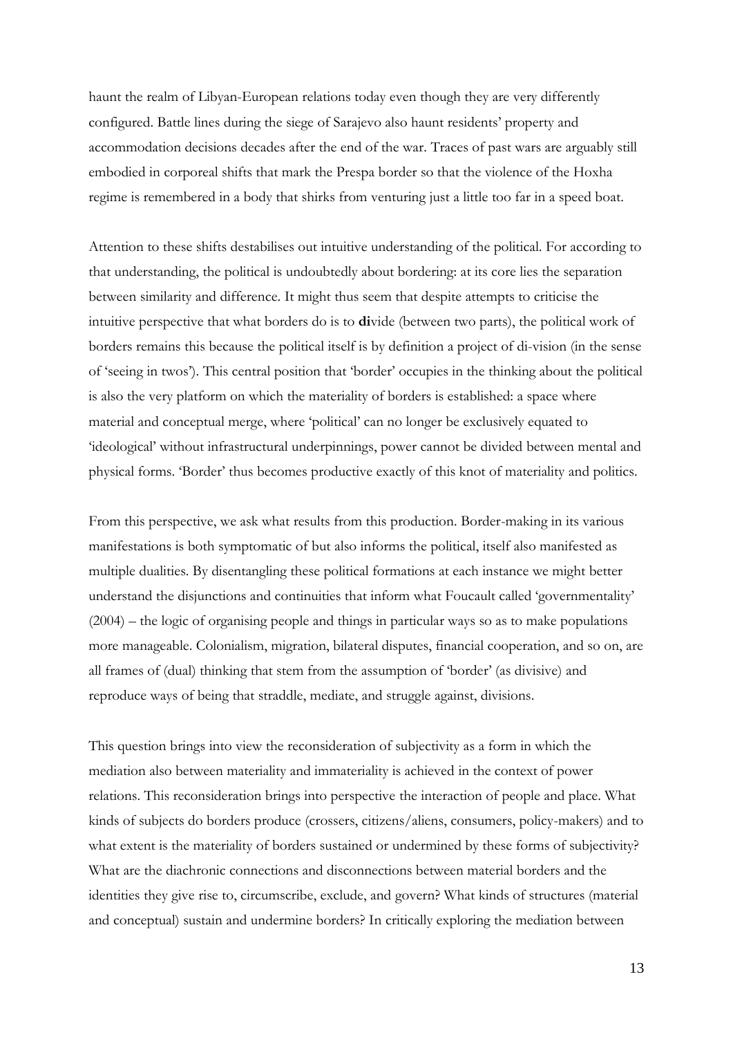haunt the realm of Libyan-European relations today even though they are very differently configured. Battle lines during the siege of Sarajevo also haunt residents' property and accommodation decisions decades after the end of the war. Traces of past wars are arguably still embodied in corporeal shifts that mark the Prespa border so that the violence of the Hoxha regime is remembered in a body that shirks from venturing just a little too far in a speed boat.

Attention to these shifts destabilises out intuitive understanding of the political. For according to that understanding, the political is undoubtedly about bordering: at its core lies the separation between similarity and difference. It might thus seem that despite attempts to criticise the intuitive perspective that what borders do is to **di**vide (between two parts), the political work of borders remains this because the political itself is by definition a project of di-vision (in the sense of 'seeing in twos'). This central position that 'border' occupies in the thinking about the political is also the very platform on which the materiality of borders is established: a space where material and conceptual merge, where 'political' can no longer be exclusively equated to 'ideological' without infrastructural underpinnings, power cannot be divided between mental and physical forms. 'Border' thus becomes productive exactly of this knot of materiality and politics.

From this perspective, we ask what results from this production. Border-making in its various manifestations is both symptomatic of but also informs the political, itself also manifested as multiple dualities. By disentangling these political formations at each instance we might better understand the disjunctions and continuities that inform what Foucault called 'governmentality' (2004) – the logic of organising people and things in particular ways so as to make populations more manageable. Colonialism, migration, bilateral disputes, financial cooperation, and so on, are all frames of (dual) thinking that stem from the assumption of 'border' (as divisive) and reproduce ways of being that straddle, mediate, and struggle against, divisions.

This question brings into view the reconsideration of subjectivity as a form in which the mediation also between materiality and immateriality is achieved in the context of power relations. This reconsideration brings into perspective the interaction of people and place. What kinds of subjects do borders produce (crossers, citizens/aliens, consumers, policy-makers) and to what extent is the materiality of borders sustained or undermined by these forms of subjectivity? What are the diachronic connections and disconnections between material borders and the identities they give rise to, circumscribe, exclude, and govern? What kinds of structures (material and conceptual) sustain and undermine borders? In critically exploring the mediation between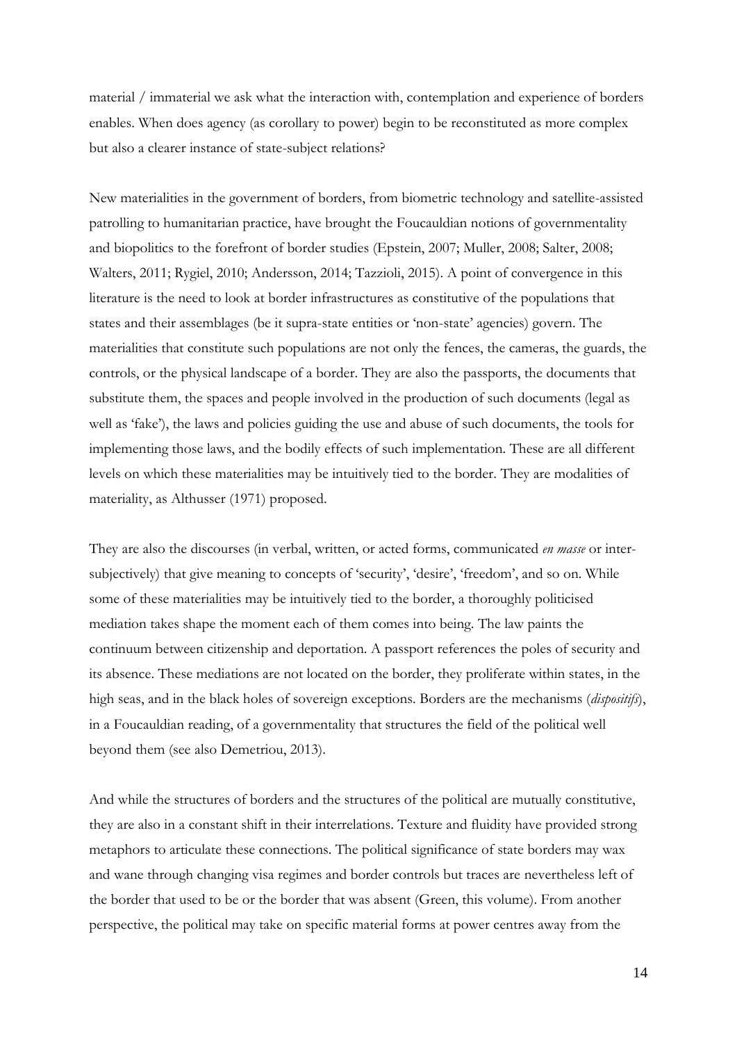material / immaterial we ask what the interaction with, contemplation and experience of borders enables. When does agency (as corollary to power) begin to be reconstituted as more complex but also a clearer instance of state-subject relations?

New materialities in the government of borders, from biometric technology and satellite-assisted patrolling to humanitarian practice, have brought the Foucauldian notions of governmentality and biopolitics to the forefront of border studies (Epstein, 2007; Muller, 2008; Salter, 2008; Walters, 2011; Rygiel, 2010; Andersson, 2014; Tazzioli, 2015). A point of convergence in this literature is the need to look at border infrastructures as constitutive of the populations that states and their assemblages (be it supra-state entities or 'non-state' agencies) govern. The materialities that constitute such populations are not only the fences, the cameras, the guards, the controls, or the physical landscape of a border. They are also the passports, the documents that substitute them, the spaces and people involved in the production of such documents (legal as well as 'fake'), the laws and policies guiding the use and abuse of such documents, the tools for implementing those laws, and the bodily effects of such implementation. These are all different levels on which these materialities may be intuitively tied to the border. They are modalities of materiality, as Althusser (1971) proposed.

They are also the discourses (in verbal, written, or acted forms, communicated *en masse* or inter-subjectively) that give meaning to concepts of 'security', 'desire', 'freedom', and so on. While some of these materialities may be intuitively tied to the border, a thoroughly politicised mediation takes shape the moment each of them comes into being. The law paints the continuum between citizenship and deportation. A passport references the poles of security and its absence. These mediations are not located on the border, they proliferate within states, in the high seas, and in the black holes of sovereign exceptions. Borders are the mechanisms (*dispositifs*), in a Foucauldian reading, of a governmentality that structures the field of the political well beyond them (see also Demetriou, 2013).

And while the structures of borders and the structures of the political are mutually constitutive, they are also in a constant shift in their interrelations. Texture and fluidity have provided strong metaphors to articulate these connections. The political significance of state borders may wax and wane through changing visa regimes and border controls but traces are nevertheless left of the border that used to be or the border that was absent (Green, this volume). From another perspective, the political may take on specific material forms at power centres away from the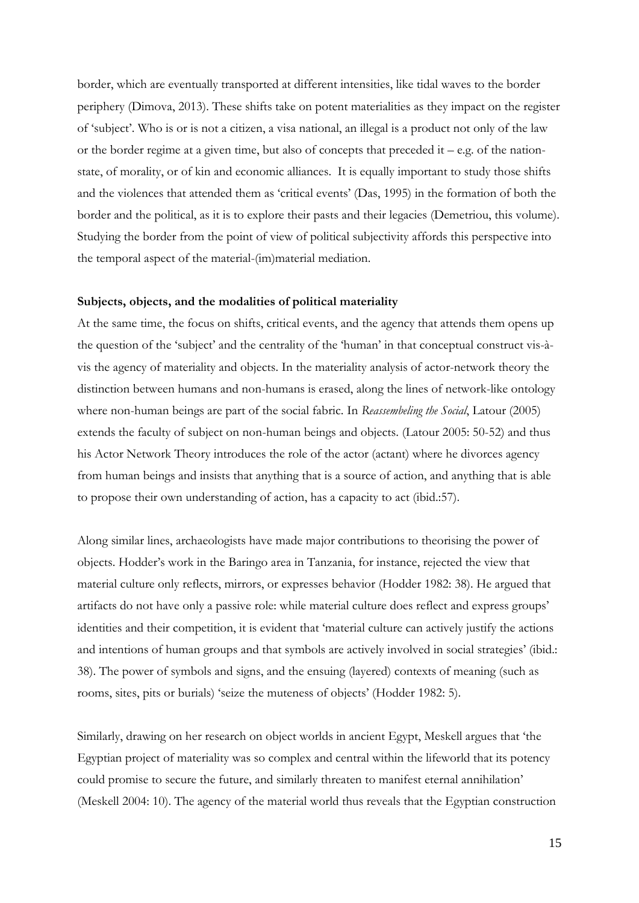border, which are eventually transported at different intensities, like tidal waves to the border periphery (Dimova, 2013). These shifts take on potent materialities as they impact on the register of 'subject'. Who is or is not a citizen, a visa national, an illegal is a product not only of the law or the border regime at a given time, but also of concepts that preceded it – e.g. of the nation-state, of morality, or of kin and economic alliances. It is equally important to study those shifts and the violences that attended them as 'critical events' (Das, 1995) in the formation of both the border and the political, as it is to explore their pasts and their legacies (Demetriou, this volume). Studying the border from the point of view of political subjectivity affords this perspective into the temporal aspect of the material-(im)material mediation.

**Subjects, objects, and the modalities of political materiality**

At the same time, the focus on shifts, critical events, and the agency that attends them opens up the question of the 'subject' and the centrality of the 'human' in that conceptual construct vis-à-vis the agency of materiality and objects. In the materiality analysis of actor-network theory the distinction between humans and non-humans is erased, along the lines of network-like ontology where non-human beings are part of the social fabric. In *Reassembeling the Social*, Latour (2005) extends the faculty of subject on non-human beings and objects. (Latour 2005: 50-52) and thus his Actor Network Theory introduces the role of the actor (actant) where he divorces agency from human beings and insists that anything that is a source of action, and anything that is able to propose their own understanding of action, has a capacity to act (ibid.:57).

Along similar lines, archaeologists have made major contributions to theorising the power of objects. Hodder's work in the Baringo area in Tanzania, for instance, rejected the view that material culture only reflects, mirrors, or expresses behavior (Hodder 1982: 38). He argued that artifacts do not have only a passive role: while material culture does reflect and express groups' identities and their competition, it is evident that 'material culture can actively justify the actions and intentions of human groups and that symbols are actively involved in social strategies' (ibid.: 38). The power of symbols and signs, and the ensuing (layered) contexts of meaning (such as rooms, sites, pits or burials) 'seize the muteness of objects' (Hodder 1982: 5).

Similarly, drawing on her research on object worlds in ancient Egypt, Meskell argues that 'the Egyptian project of materiality was so complex and central within the lifeworld that its potency could promise to secure the future, and similarly threaten to manifest eternal annihilation' (Meskell 2004: 10). The agency of the material world thus reveals that the Egyptian construction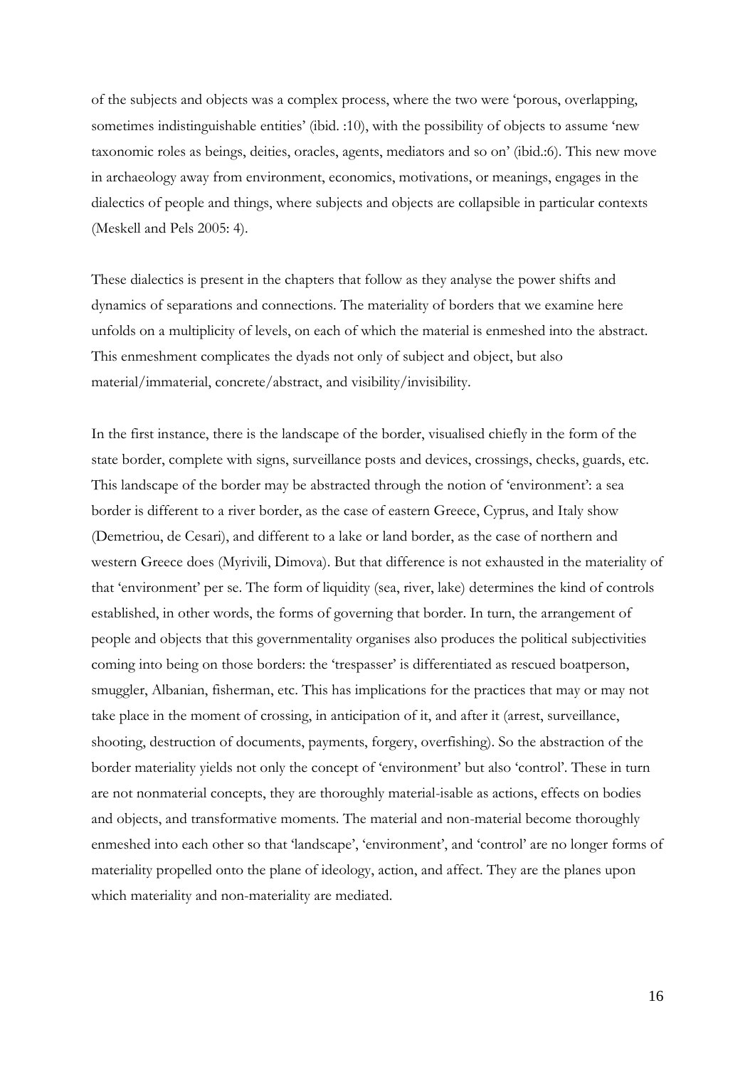of the subjects and objects was a complex process, where the two were 'porous, overlapping, sometimes indistinguishable entities' (ibid. :10), with the possibility of objects to assume 'new taxonomic roles as beings, deities, oracles, agents, mediators and so on' (ibid.:6). This new move in archaeology away from environment, economics, motivations, or meanings, engages in the dialectics of people and things, where subjects and objects are collapsible in particular contexts (Meskell and Pels 2005: 4).

These dialectics is present in the chapters that follow as they analyse the power shifts and dynamics of separations and connections. The materiality of borders that we examine here unfolds on a multiplicity of levels, on each of which the material is enmeshed into the abstract. This enmeshment complicates the dyads not only of subject and object, but also material/immaterial, concrete/abstract, and visibility/invisibility.

In the first instance, there is the landscape of the border, visualised chiefly in the form of the state border, complete with signs, surveillance posts and devices, crossings, checks, guards, etc. This landscape of the border may be abstracted through the notion of 'environment': a sea border is different to a river border, as the case of eastern Greece, Cyprus, and Italy show (Demetriou, de Cesari), and different to a lake or land border, as the case of northern and western Greece does (Myrivili, Dimova). But that difference is not exhausted in the materiality of that 'environment' per se. The form of liquidity (sea, river, lake) determines the kind of controls established, in other words, the forms of governing that border. In turn, the arrangement of people and objects that this governmentality organises also produces the political subjectivities coming into being on those borders: the 'trespasser' is differentiated as rescued boatperson, smuggler, Albanian, fisherman, etc. This has implications for the practices that may or may not take place in the moment of crossing, in anticipation of it, and after it (arrest, surveillance, shooting, destruction of documents, payments, forgery, overfishing). So the abstraction of the border materiality yields not only the concept of 'environment' but also 'control'. These in turn are not nonmaterial concepts, they are thoroughly material-isable as actions, effects on bodies and objects, and transformative moments. The material and non-material become thoroughly enmeshed into each other so that 'landscape', 'environment', and 'control' are no longer forms of materiality propelled onto the plane of ideology, action, and affect. They are the planes upon which materiality and non-materiality are mediated.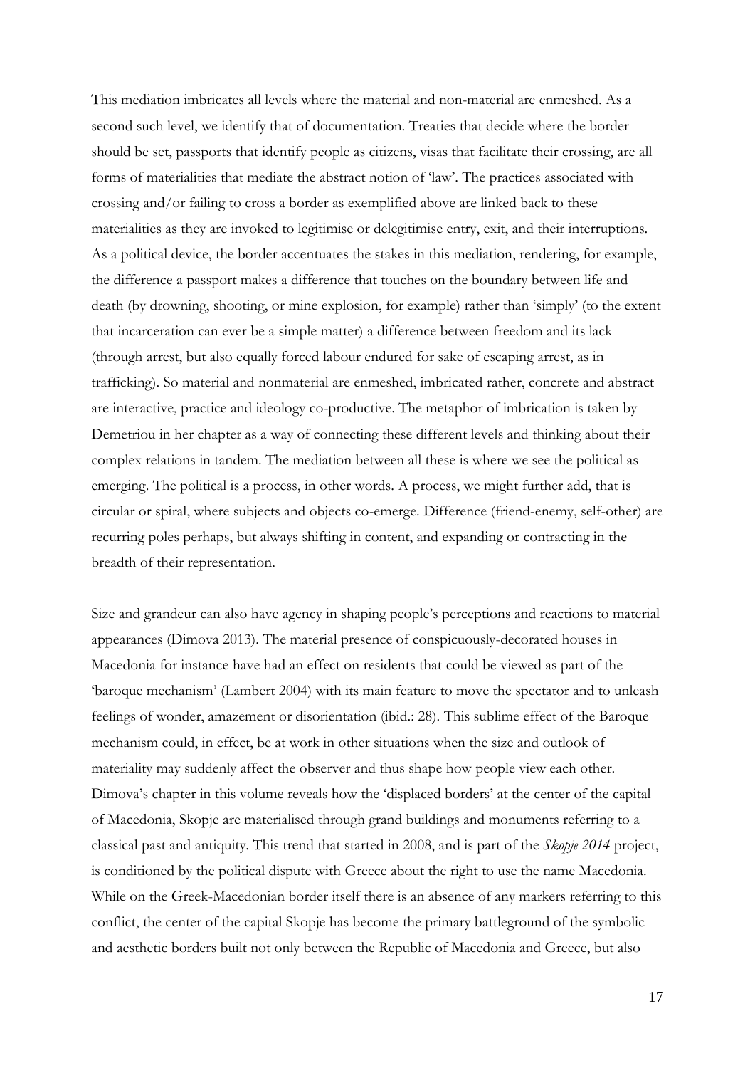This mediation imbricates all levels where the material and non-material are enmeshed. As a second such level, we identify that of documentation. Treaties that decide where the border should be set, passports that identify people as citizens, visas that facilitate their crossing, are all forms of materialities that mediate the abstract notion of 'law'. The practices associated with crossing and/or failing to cross a border as exemplified above are linked back to these materialities as they are invoked to legitimise or delegitimise entry, exit, and their interruptions. As a political device, the border accentuates the stakes in this mediation, rendering, for example, the difference a passport makes a difference that touches on the boundary between life and death (by drowning, shooting, or mine explosion, for example) rather than 'simply' (to the extent that incarceration can ever be a simple matter) a difference between freedom and its lack (through arrest, but also equally forced labour endured for sake of escaping arrest, as in trafficking). So material and nonmaterial are enmeshed, imbricated rather, concrete and abstract are interactive, practice and ideology co-productive. The metaphor of imbrication is taken by Demetriou in her chapter as a way of connecting these different levels and thinking about their complex relations in tandem. The mediation between all these is where we see the political as emerging. The political is a process, in other words. A process, we might further add, that is circular or spiral, where subjects and objects co-emerge. Difference (friend-enemy, self-other) are recurring poles perhaps, but always shifting in content, and expanding or contracting in the breadth of their representation.

Size and grandeur can also have agency in shaping people's perceptions and reactions to material appearances (Dimova 2013). The material presence of conspicuously-decorated houses in Macedonia for instance have had an effect on residents that could be viewed as part of the 'baroque mechanism' (Lambert 2004) with its main feature to move the spectator and to unleash feelings of wonder, amazement or disorientation (ibid.: 28). This sublime effect of the Baroque mechanism could, in effect, be at work in other situations when the size and outlook of materiality may suddenly affect the observer and thus shape how people view each other. Dimova's chapter in this volume reveals how the 'displaced borders' at the center of the capital of Macedonia, Skopje are materialised through grand buildings and monuments referring to a classical past and antiquity. This trend that started in 2008, and is part of the *Skopje 2014* project, is conditioned by the political dispute with Greece about the right to use the name Macedonia. While on the Greek-Macedonian border itself there is an absence of any markers referring to this conflict, the center of the capital Skopje has become the primary battleground of the symbolic and aesthetic borders built not only between the Republic of Macedonia and Greece, but also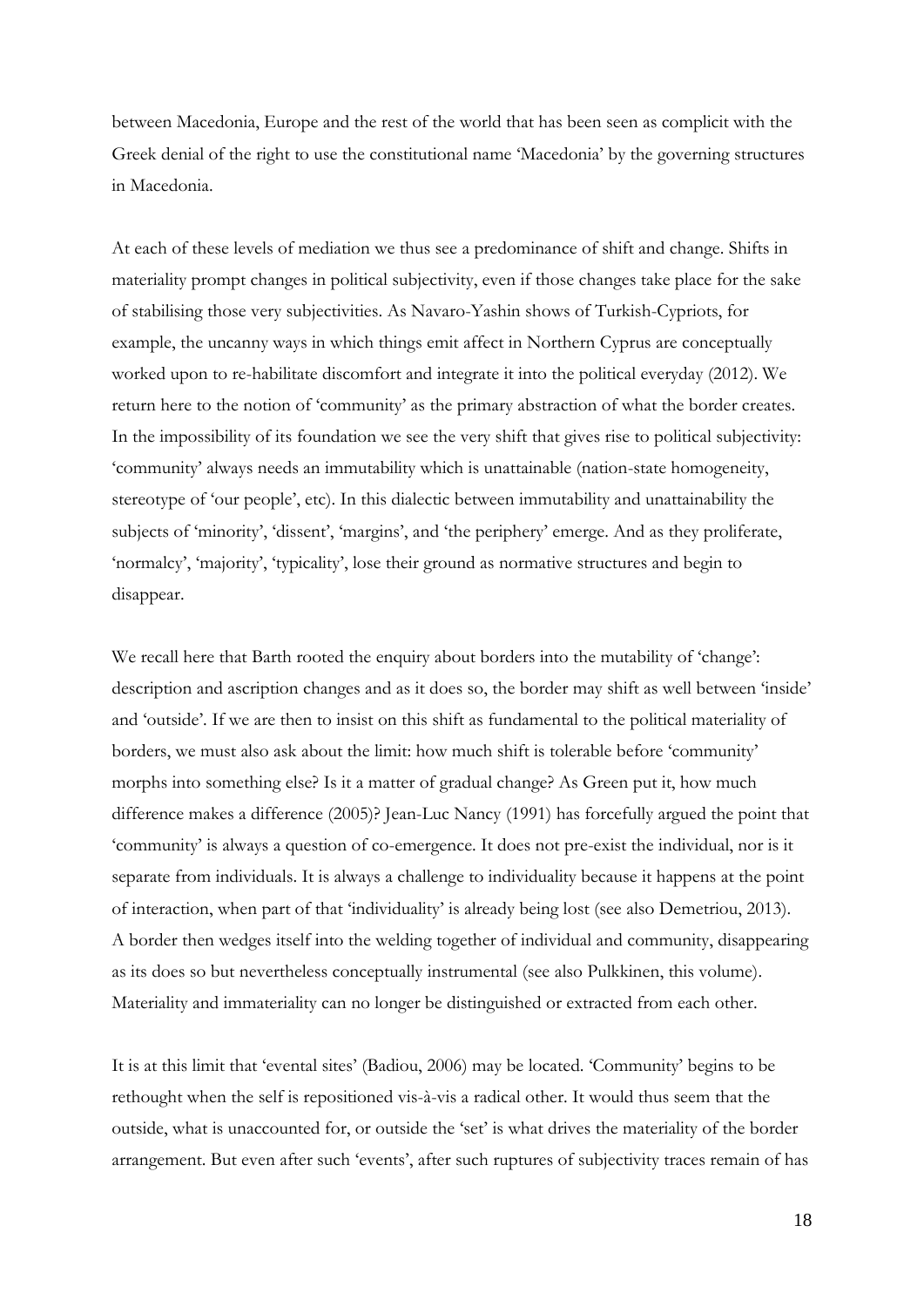between Macedonia, Europe and the rest of the world that has been seen as complicit with the Greek denial of the right to use the constitutional name 'Macedonia' by the governing structures in Macedonia.

At each of these levels of mediation we thus see a predominance of shift and change. Shifts in materiality prompt changes in political subjectivity, even if those changes take place for the sake of stabilising those very subjectivities. As Navaro-Yashin shows of Turkish-Cypriots, for example, the uncanny ways in which things emit affect in Northern Cyprus are conceptually worked upon to re-habilitate discomfort and integrate it into the political everyday (2012). We return here to the notion of 'community' as the primary abstraction of what the border creates. In the impossibility of its foundation we see the very shift that gives rise to political subjectivity: 'community' always needs an immutability which is unattainable (nation-state homogeneity, stereotype of 'our people', etc). In this dialectic between immutability and unattainability the subjects of 'minority', 'dissent', 'margins', and 'the periphery' emerge. And as they proliferate, 'normalcy', 'majority', 'typicality', lose their ground as normative structures and begin to disappear.

We recall here that Barth rooted the enquiry about borders into the mutability of 'change': description and ascription changes and as it does so, the border may shift as well between 'inside' and 'outside'. If we are then to insist on this shift as fundamental to the political materiality of borders, we must also ask about the limit: how much shift is tolerable before 'community' morphs into something else? Is it a matter of gradual change? As Green put it, how much difference makes a difference (2005)? Jean-Luc Nancy (1991) has forcefully argued the point that 'community' is always a question of co-emergence. It does not pre-exist the individual, nor is it separate from individuals. It is always a challenge to individuality because it happens at the point of interaction, when part of that 'individuality' is already being lost (see also Demetriou, 2013). A border then wedges itself into the welding together of individual and community, disappearing as its does so but nevertheless conceptually instrumental (see also Pulkkinen, this volume). Materiality and immateriality can no longer be distinguished or extracted from each other.

It is at this limit that 'evental sites' (Badiou, 2006) may be located. 'Community' begins to be rethought when the self is repositioned vis-à-vis a radical other. It would thus seem that the outside, what is unaccounted for, or outside the 'set' is what drives the materiality of the border arrangement. But even after such 'events', after such ruptures of subjectivity traces remain of has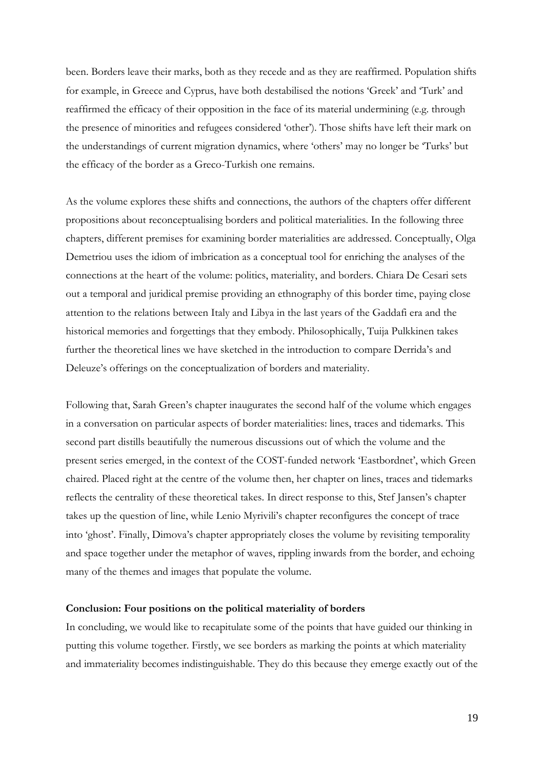been. Borders leave their marks, both as they recede and as they are reaffirmed. Population shifts for example, in Greece and Cyprus, have both destabilised the notions 'Greek' and 'Turk' and reaffirmed the efficacy of their opposition in the face of its material undermining (e.g. through the presence of minorities and refugees considered 'other'). Those shifts have left their mark on the understandings of current migration dynamics, where 'others' may no longer be 'Turks' but the efficacy of the border as a Greco-Turkish one remains.

As the volume explores these shifts and connections, the authors of the chapters offer different propositions about reconceptualising borders and political materialities. In the following three chapters, different premises for examining border materialities are addressed. Conceptually, Olga Demetriou uses the idiom of imbrication as a conceptual tool for enriching the analyses of the connections at the heart of the volume: politics, materiality, and borders. Chiara De Cesari sets out a temporal and juridical premise providing an ethnography of this border time, paying close attention to the relations between Italy and Libya in the last years of the Gaddafi era and the historical memories and forgettings that they embody. Philosophically, Tuija Pulkkinen takes further the theoretical lines we have sketched in the introduction to compare Derrida's and Deleuze's offerings on the conceptualization of borders and materiality.

Following that, Sarah Green's chapter inaugurates the second half of the volume which engages in a conversation on particular aspects of border materialities: lines, traces and tidemarks. This second part distills beautifully the numerous discussions out of which the volume and the present series emerged, in the context of the COST-funded network 'Eastbordnet', which Green chaired. Placed right at the centre of the volume then, her chapter on lines, traces and tidemarks reflects the centrality of these theoretical takes. In direct response to this, Stef Jansen's chapter takes up the question of line, while Lenio Myrivili's chapter reconfigures the concept of trace into 'ghost'. Finally, Dimova's chapter appropriately closes the volume by revisiting temporality and space together under the metaphor of waves, rippling inwards from the border, and echoing many of the themes and images that populate the volume.

**Conclusion: Four positions on the political materiality of borders**

In concluding, we would like to recapitulate some of the points that have guided our thinking in putting this volume together. Firstly, we see borders as marking the points at which materiality and immateriality becomes indistinguishable. They do this because they emerge exactly out of the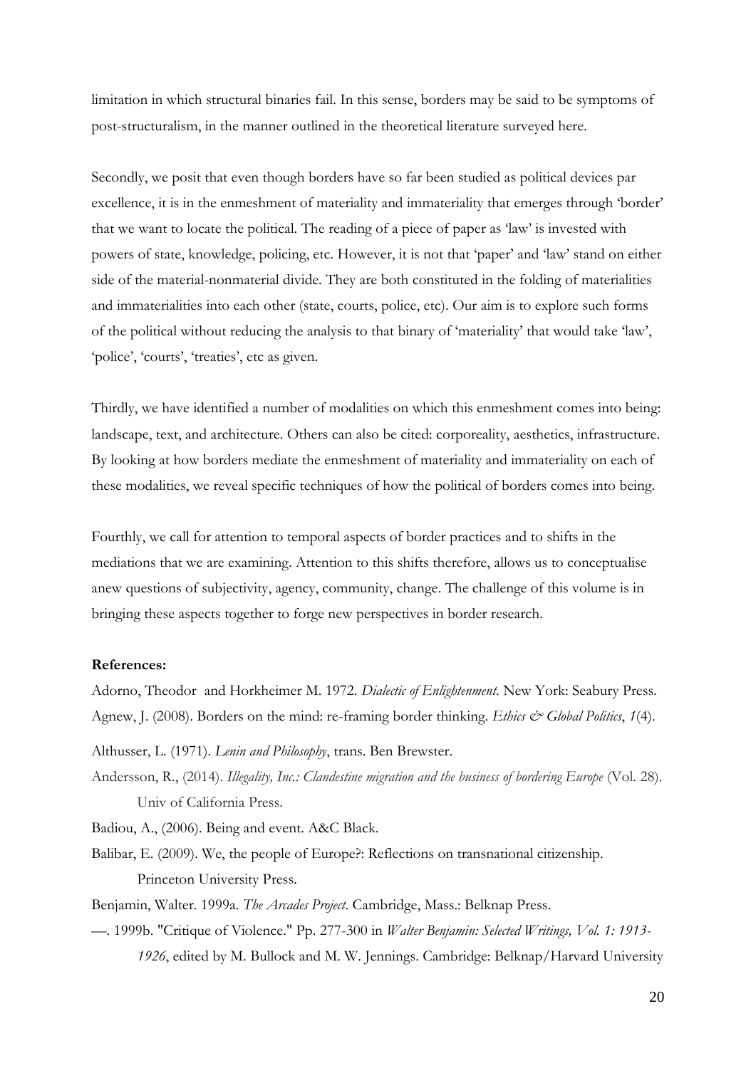limitation in which structural binaries fail. In this sense, borders may be said to be symptoms of post-structuralism, in the manner outlined in the theoretical literature surveyed here.

Secondly, we posit that even though borders have so far been studied as political devices par excellence, it is in the enmeshment of materiality and immateriality that emerges through 'border' that we want to locate the political. The reading of a piece of paper as 'law' is invested with powers of state, knowledge, policing, etc. However, it is not that 'paper' and 'law' stand on either side of the material-nonmaterial divide. They are both constituted in the folding of materialities and immaterialities into each other (state, courts, police, etc). Our aim is to explore such forms of the political without reducing the analysis to that binary of 'materiality' that would take 'law', 'police', 'courts', 'treaties', etc as given.

Thirdly, we have identified a number of modalities on which this enmeshment comes into being: landscape, text, and architecture. Others can also be cited: corporeality, aesthetics, infrastructure. By looking at how borders mediate the enmeshment of materiality and immateriality on each of these modalities, we reveal specific techniques of how the political of borders comes into being.

Fourthly, we call for attention to temporal aspects of border practices and to shifts in the mediations that we are examining. Attention to this shifts therefore, allows us to conceptualise anew questions of subjectivity, agency, community, change. The challenge of this volume is in bringing these aspects together to forge new perspectives in border research.

**References:**

Adorno, Theodor and Horkheimer M. 1972. *Dialectic of Enlightenment*. New York: Seabury Press.

Agnew, J. (2008). Borders on the mind: re-framing border thinking. *Ethics & Global Politics*, *1*(4).

Althusser, L. (1971). *Lenin and Philosophy*, trans. Ben Brewster.

Andersson, R., (2014). *Illegality, Inc.: Clandestine migration and the business of bordering Europe* (Vol. 28). Univ of California Press.

Badiou, A., (2006). Being and event. A&C Black.

Balibar, E. (2009). We, the people of Europe?: Reflections on transnational citizenship. Princeton University Press.

Benjamin, Walter. 1999a. *The Arcades Project*. Cambridge, Mass.: Belknap Press.

—. 1999b. "Critique of Violence." Pp. 277-300 in *Walter Benjamin: Selected Writings, Vol. 1: 1913-1926*, edited by M. Bullock and M. W. Jennings. Cambridge: Belknap/Harvard University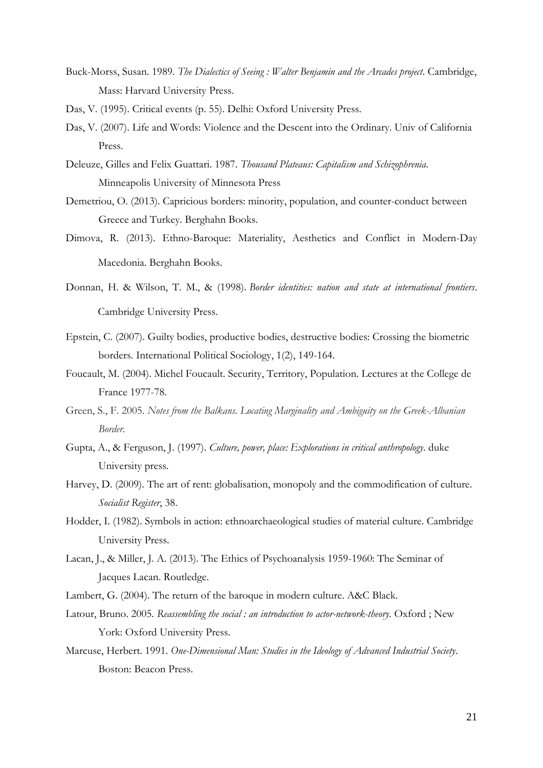Buck-Morss, Susan. 1989. *The Dialectics of Seeing : Walter Benjamin and the Arcades project*. Cambridge, Mass: Harvard University Press.

Das, V. (1995). Critical events (p. 55). Delhi: Oxford University Press.

Das, V. (2007). Life and Words: Violence and the Descent into the Ordinary. Univ of California Press.

Deleuze, Gilles and Felix Guattari. 1987. *Thousand Plateaus: Capitalism and Schizophrenia*. Minneapolis University of Minnesota Press

Demetriou, O. (2013). Capricious borders: minority, population, and counter-conduct between Greece and Turkey. Berghahn Books.

Dimova, R. (2013). Ethno-Baroque: Materiality, Aesthetics and Conflict in Modern-Day Macedonia. Berghahn Books.

Donnan, H. & Wilson, T. M., & (1998). *Border identities: nation and state at international frontiers*. Cambridge University Press.

Epstein, C. (2007). Guilty bodies, productive bodies, destructive bodies: Crossing the biometric borders. International Political Sociology, 1(2), 149-164.

Foucault, M. (2004). Michel Foucault. Security, Territory, Population. Lectures at the College de France 1977-78.

Green, S., F. 2005. *Notes from the Balkans. Locating Marginality and Ambiguity on the Greek-Albanian Border.*

Gupta, A., & Ferguson, J. (1997). *Culture, power, place: Explorations in critical anthropology*. duke University press.

Harvey, D. (2009). The art of rent: globalisation, monopoly and the commodification of culture. *Socialist Register*, 38.

Hodder, I. (1982). Symbols in action: ethnoarchaeological studies of material culture. Cambridge University Press.

Lacan, J., & Miller, J. A. (2013). The Ethics of Psychoanalysis 1959-1960: The Seminar of Jacques Lacan. Routledge.

Lambert, G. (2004). The return of the baroque in modern culture. A&C Black.

Latour, Bruno. 2005. *Reassembling the social : an introduction to actor-network-theory*. Oxford ; New York: Oxford University Press.

Marcuse, Herbert. 1991. *One-Dimensional Man: Studies in the Ideology of Advanced Industrial Society*. Boston: Beacon Press.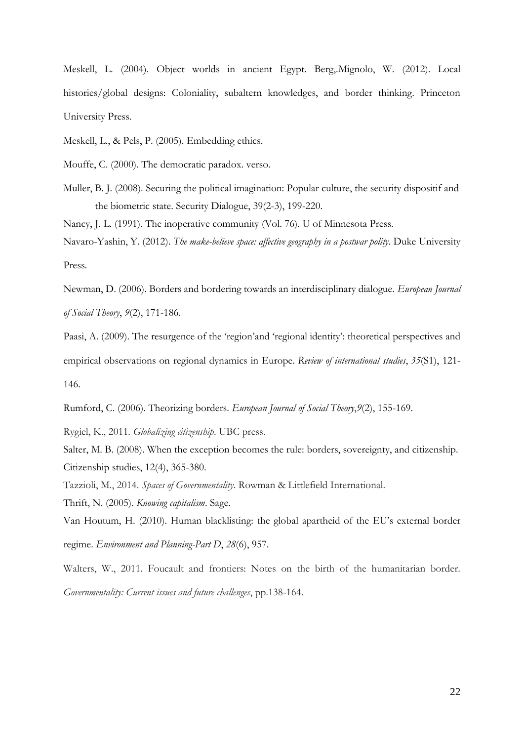Meskell, L. (2004). Object worlds in ancient Egypt. Berg,.Mignolo, W. (2012). Local histories/global designs: Coloniality, subaltern knowledges, and border thinking. Princeton University Press.

Meskell, L., & Pels, P. (2005). Embedding ethics.

Mouffe, C. (2000). The democratic paradox. verso.

Muller, B. J. (2008). Securing the political imagination: Popular culture, the security dispositif and the biometric state. Security Dialogue, 39(2-3), 199-220.

Nancy, J. L. (1991). The inoperative community (Vol. 76). U of Minnesota Press.

Navaro-Yashin, Y. (2012). *The make-believe space: affective geography in a postwar polity*. Duke University Press.

Newman, D. (2006). Borders and bordering towards an interdisciplinary dialogue. *European Journal of Social Theory*, *9*(2), 171-186.

Paasi, A. (2009). The resurgence of the 'region'and 'regional identity': theoretical perspectives and empirical observations on regional dynamics in Europe. *Review of international studies*, *35*(S1), 121-146.

Rumford, C. (2006). Theorizing borders. *European Journal of Social Theory*,*9*(2), 155-169.

Rygiel, K., 2011. *Globalizing citizenship*. UBC press.

Salter, M. B. (2008). When the exception becomes the rule: borders, sovereignty, and citizenship. Citizenship studies, 12(4), 365-380.

Tazzioli, M., 2014. *Spaces of Governmentality*. Rowman & Littlefield International.

Thrift, N. (2005). *Knowing capitalism*. Sage.

Van Houtum, H. (2010). Human blacklisting: the global apartheid of the EU's external border regime. *Environment and Planning-Part D*, *28*(6), 957.

Walters, W., 2011. Foucault and frontiers: Notes on the birth of the humanitarian border. *Governmentality: Current issues and future challenges*, pp.138-164.